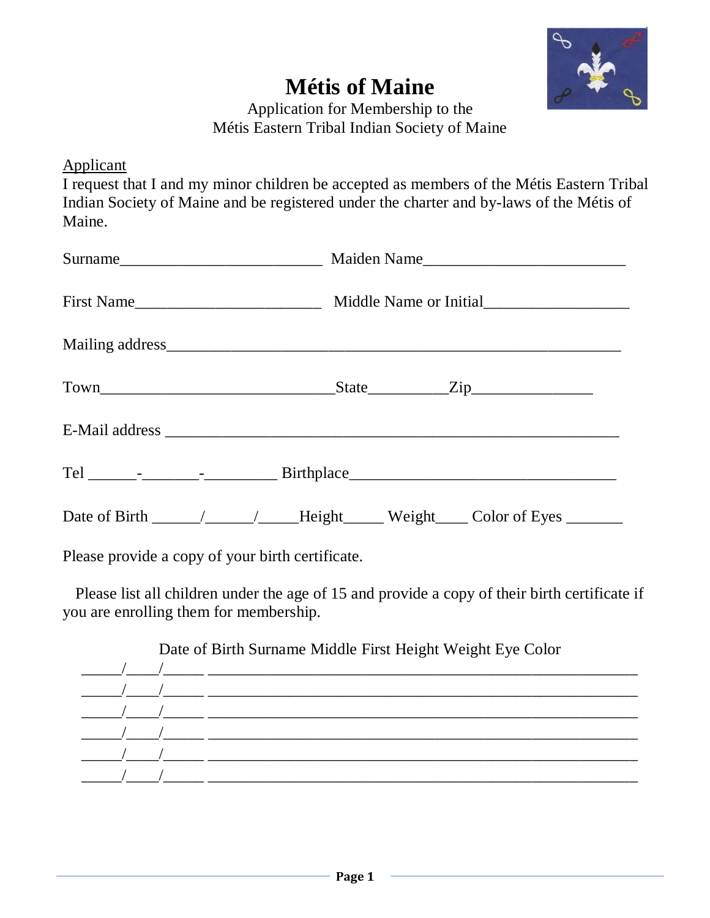# Métis of Maine

Application for Membership to the
Métis Eastern Tribal Indian Society of Maine

Applicant

I request that I and my minor children be accepted as members of the Métis Eastern Tribal Indian Society of Maine and be registered under the charter and by-laws of the Métis of Maine.

Surname__________________________ Maiden Name__________________________

First Name________________________ Middle Name or Initial___________________

Mailing address____________________________________________________________

Town______________________________State__________Zip________________

E-Mail address _____________________________________________________________

Tel ______-_______-_________ Birthplace__________________________________

Date of Birth ______/______/_____Height_____ Weight____ Color of Eyes _______

Please provide a copy of your birth certificate.

Please list all children under the age of 15 and provide a copy of their birth certificate if you are enrolling them for membership.

Date of Birth Surname Middle First Height Weight Eye Color

_____/____/_____ ______________________________________________________________

_____/____/_____ ______________________________________________________________

_____/____/_____ ______________________________________________________________

_____/____/_____ ______________________________________________________________

_____/____/_____ ______________________________________________________________

_____/____/_____ ______________________________________________________________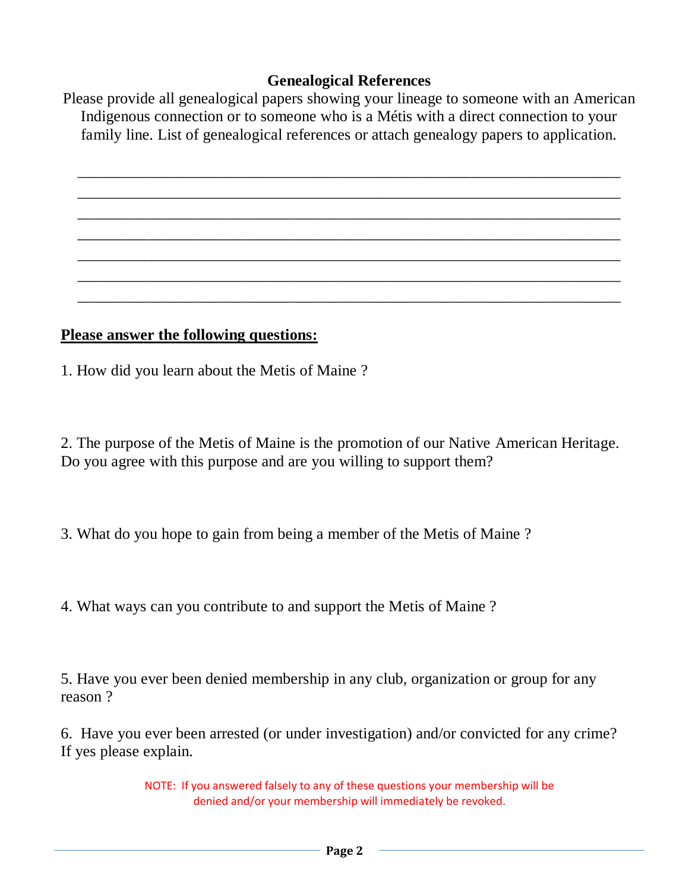## Genealogical References

Please provide all genealogical papers showing your lineage to someone with an American Indigenous connection or to someone who is a Métis with a direct connection to your family line. List of genealogical references or attach genealogy papers to application.

_______________________________________________________________________________

_______________________________________________________________________________

_______________________________________________________________________________

_______________________________________________________________________________

_______________________________________________________________________________

_______________________________________________________________________________

_______________________________________________________________________________

**Please answer the following questions:**

1. How did you learn about the Metis of Maine ?

2. The purpose of the Metis of Maine is the promotion of our Native American Heritage. Do you agree with this purpose and are you willing to support them?

3. What do you hope to gain from being a member of the Metis of Maine ?

4. What ways can you contribute to and support the Metis of Maine ?

5. Have you ever been denied membership in any club, organization or group for any reason ?

6. Have you ever been arrested (or under investigation) and/or convicted for any crime? If yes please explain.

NOTE: If you answered falsely to any of these questions your membership will be denied and/or your membership will immediately be revoked.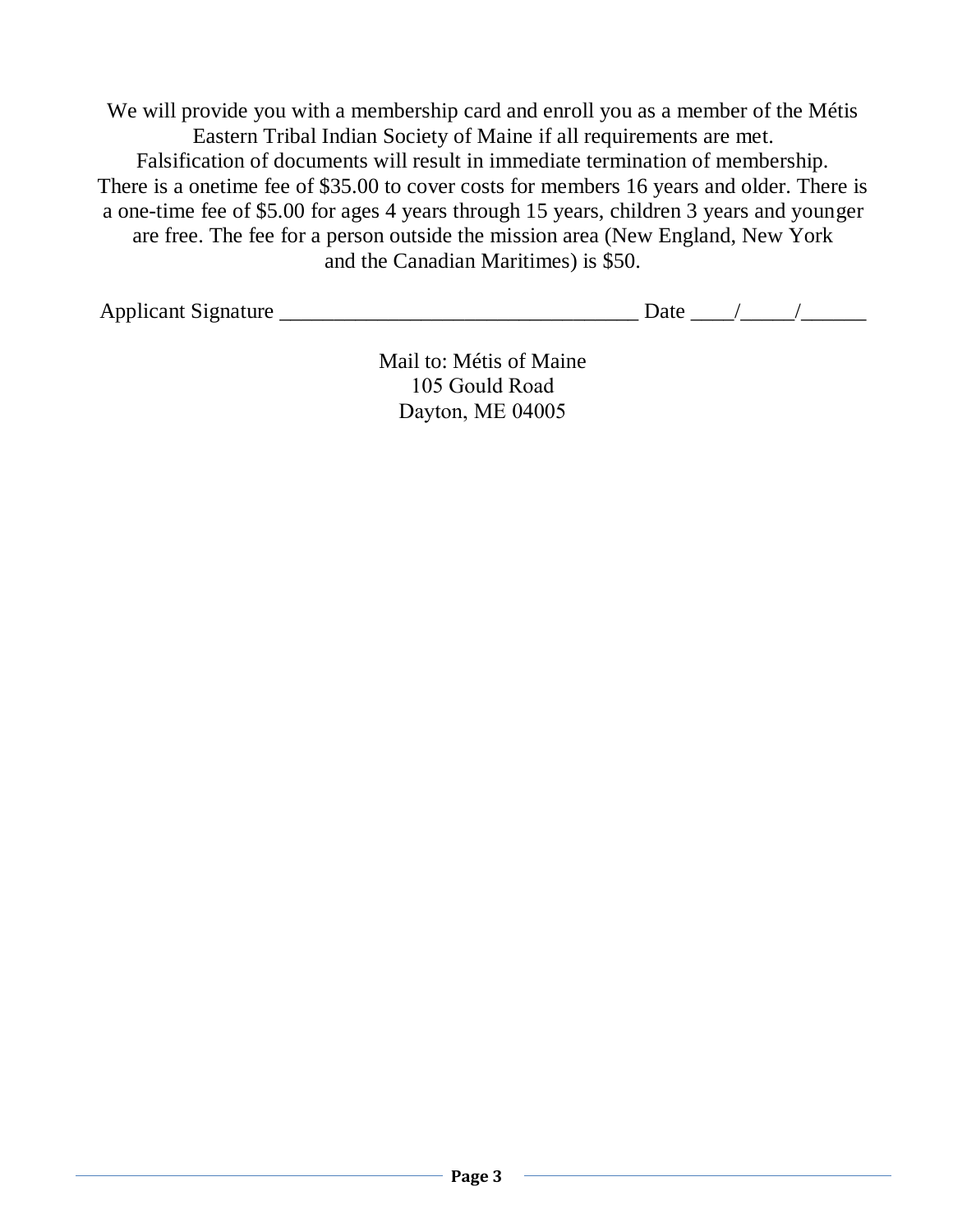We will provide you with a membership card and enroll you as a member of the Métis Eastern Tribal Indian Society of Maine if all requirements are met.
Falsification of documents will result in immediate termination of membership.
There is a onetime fee of $35.00 to cover costs for members 16 years and older. There is a one-time fee of $5.00 for ages 4 years through 15 years, children 3 years and younger are free. The fee for a person outside the mission area (New England, New York and the Canadian Maritimes) is $50.

Applicant Signature _________________________________ Date ____/_____/______

Mail to: Métis of Maine
105 Gould Road
Dayton, ME 04005